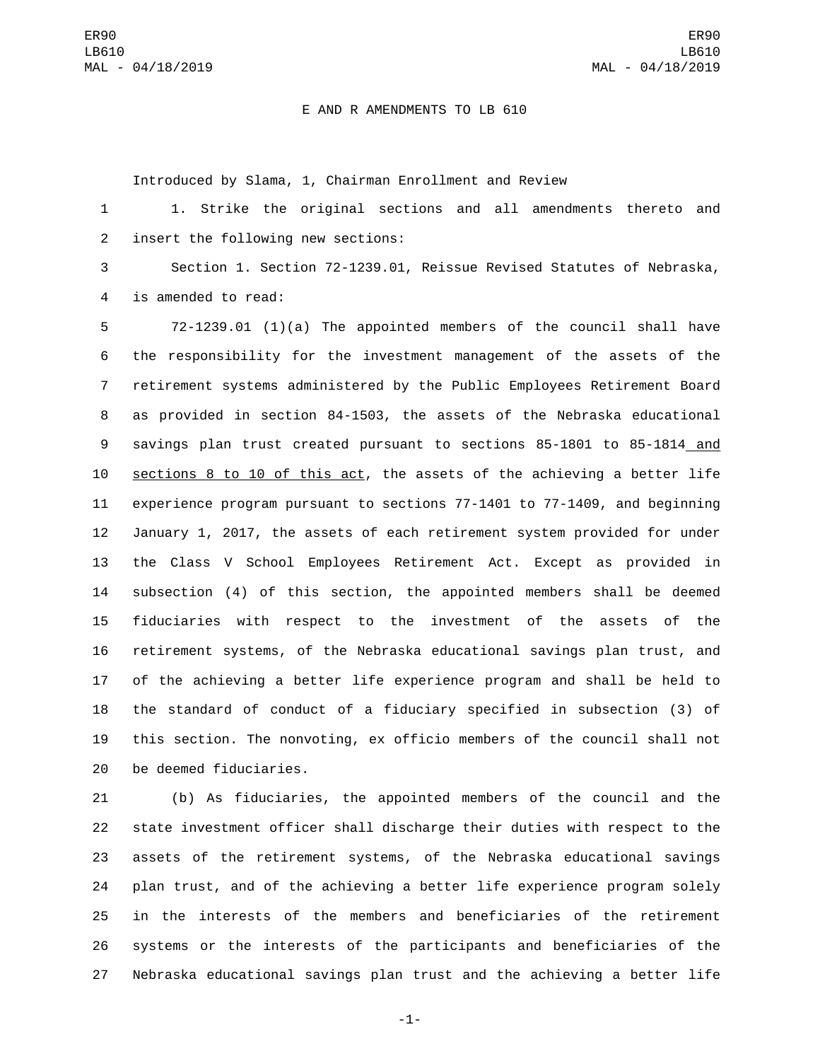E AND R AMENDMENTS TO LB 610

Introduced by Slama, 1, Chairman Enrollment and Review

1. Strike the original sections and all amendments thereto and insert the following new sections:

Section 1. Section 72-1239.01, Reissue Revised Statutes of Nebraska, is amended to read:

72-1239.01 (1)(a) The appointed members of the council shall have the responsibility for the investment management of the assets of the retirement systems administered by the Public Employees Retirement Board as provided in section 84-1503, the assets of the Nebraska educational savings plan trust created pursuant to sections 85-1801 to 85-1814 and sections 8 to 10 of this act, the assets of the achieving a better life experience program pursuant to sections 77-1401 to 77-1409, and beginning January 1, 2017, the assets of each retirement system provided for under the Class V School Employees Retirement Act. Except as provided in subsection (4) of this section, the appointed members shall be deemed fiduciaries with respect to the investment of the assets of the retirement systems, of the Nebraska educational savings plan trust, and of the achieving a better life experience program and shall be held to the standard of conduct of a fiduciary specified in subsection (3) of this section. The nonvoting, ex officio members of the council shall not be deemed fiduciaries.

(b) As fiduciaries, the appointed members of the council and the state investment officer shall discharge their duties with respect to the assets of the retirement systems, of the Nebraska educational savings plan trust, and of the achieving a better life experience program solely in the interests of the members and beneficiaries of the retirement systems or the interests of the participants and beneficiaries of the Nebraska educational savings plan trust and the achieving a better life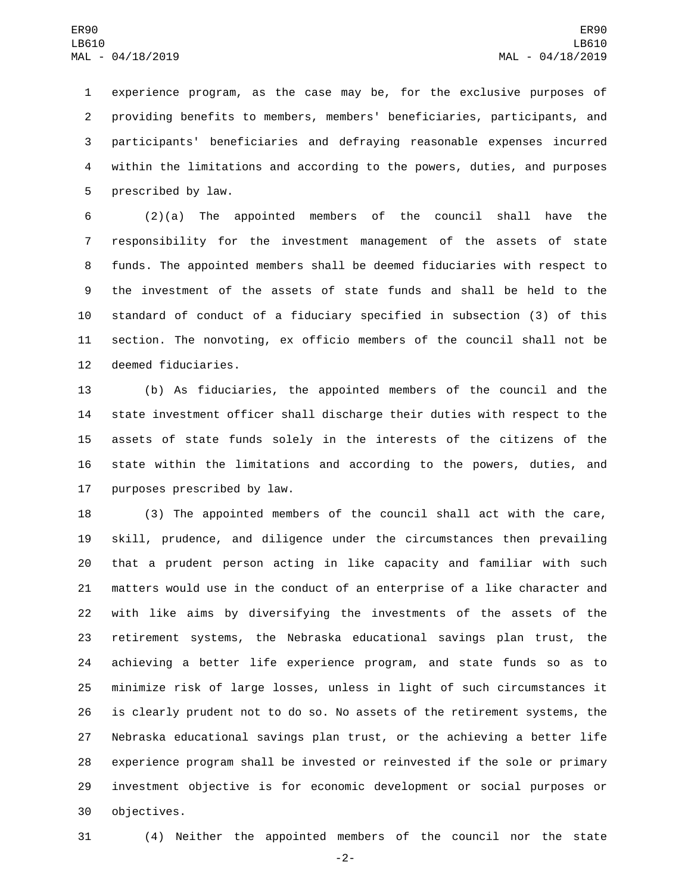experience program, as the case may be, for the exclusive purposes of providing benefits to members, members' beneficiaries, participants, and participants' beneficiaries and defraying reasonable expenses incurred within the limitations and according to the powers, duties, and purposes prescribed by law.

(2)(a) The appointed members of the council shall have the responsibility for the investment management of the assets of state funds. The appointed members shall be deemed fiduciaries with respect to the investment of the assets of state funds and shall be held to the standard of conduct of a fiduciary specified in subsection (3) of this section. The nonvoting, ex officio members of the council shall not be deemed fiduciaries.

(b) As fiduciaries, the appointed members of the council and the state investment officer shall discharge their duties with respect to the assets of state funds solely in the interests of the citizens of the state within the limitations and according to the powers, duties, and purposes prescribed by law.

(3) The appointed members of the council shall act with the care, skill, prudence, and diligence under the circumstances then prevailing that a prudent person acting in like capacity and familiar with such matters would use in the conduct of an enterprise of a like character and with like aims by diversifying the investments of the assets of the retirement systems, the Nebraska educational savings plan trust, the achieving a better life experience program, and state funds so as to minimize risk of large losses, unless in light of such circumstances it is clearly prudent not to do so. No assets of the retirement systems, the Nebraska educational savings plan trust, or the achieving a better life experience program shall be invested or reinvested if the sole or primary investment objective is for economic development or social purposes or objectives.

(4) Neither the appointed members of the council nor the state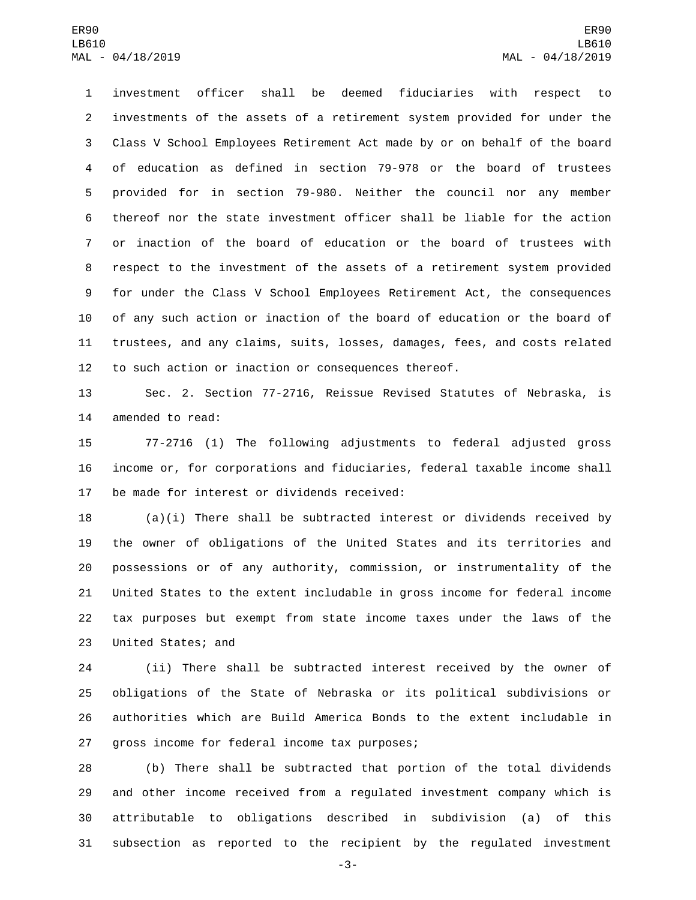investment officer shall be deemed fiduciaries with respect to investments of the assets of a retirement system provided for under the Class V School Employees Retirement Act made by or on behalf of the board of education as defined in section 79-978 or the board of trustees provided for in section 79-980. Neither the council nor any member thereof nor the state investment officer shall be liable for the action or inaction of the board of education or the board of trustees with respect to the investment of the assets of a retirement system provided for under the Class V School Employees Retirement Act, the consequences of any such action or inaction of the board of education or the board of trustees, and any claims, suits, losses, damages, fees, and costs related to such action or inaction or consequences thereof.

Sec. 2. Section 77-2716, Reissue Revised Statutes of Nebraska, is amended to read:

77-2716 (1) The following adjustments to federal adjusted gross income or, for corporations and fiduciaries, federal taxable income shall be made for interest or dividends received:

(a)(i) There shall be subtracted interest or dividends received by the owner of obligations of the United States and its territories and possessions or of any authority, commission, or instrumentality of the United States to the extent includable in gross income for federal income tax purposes but exempt from state income taxes under the laws of the United States; and

(ii) There shall be subtracted interest received by the owner of obligations of the State of Nebraska or its political subdivisions or authorities which are Build America Bonds to the extent includable in gross income for federal income tax purposes;

(b) There shall be subtracted that portion of the total dividends and other income received from a regulated investment company which is attributable to obligations described in subdivision (a) of this subsection as reported to the recipient by the regulated investment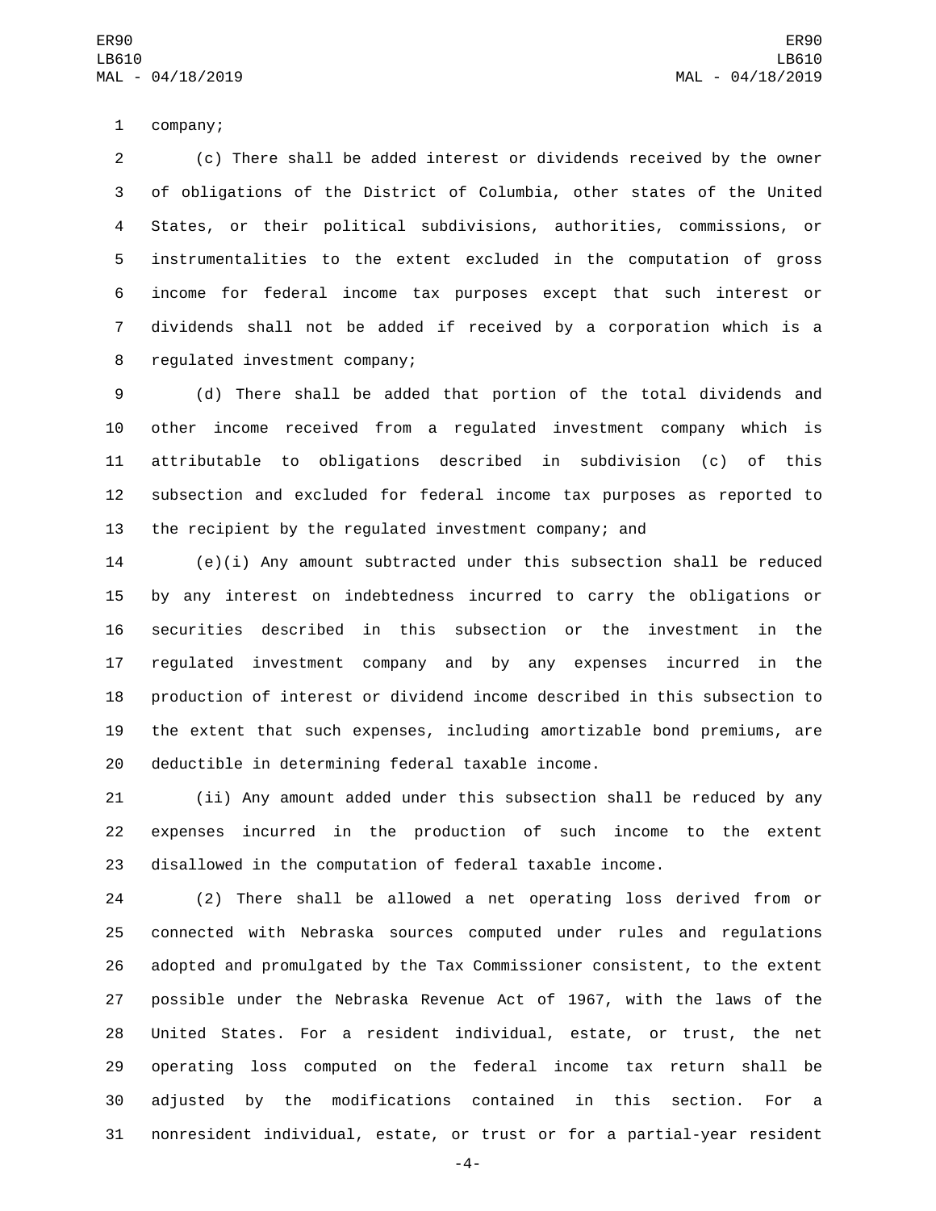company;

(c) There shall be added interest or dividends received by the owner of obligations of the District of Columbia, other states of the United States, or their political subdivisions, authorities, commissions, or instrumentalities to the extent excluded in the computation of gross income for federal income tax purposes except that such interest or dividends shall not be added if received by a corporation which is a regulated investment company;

(d) There shall be added that portion of the total dividends and other income received from a regulated investment company which is attributable to obligations described in subdivision (c) of this subsection and excluded for federal income tax purposes as reported to the recipient by the regulated investment company; and

(e)(i) Any amount subtracted under this subsection shall be reduced by any interest on indebtedness incurred to carry the obligations or securities described in this subsection or the investment in the regulated investment company and by any expenses incurred in the production of interest or dividend income described in this subsection to the extent that such expenses, including amortizable bond premiums, are deductible in determining federal taxable income.

(ii) Any amount added under this subsection shall be reduced by any expenses incurred in the production of such income to the extent disallowed in the computation of federal taxable income.

(2) There shall be allowed a net operating loss derived from or connected with Nebraska sources computed under rules and regulations adopted and promulgated by the Tax Commissioner consistent, to the extent possible under the Nebraska Revenue Act of 1967, with the laws of the United States. For a resident individual, estate, or trust, the net operating loss computed on the federal income tax return shall be adjusted by the modifications contained in this section. For a nonresident individual, estate, or trust or for a partial-year resident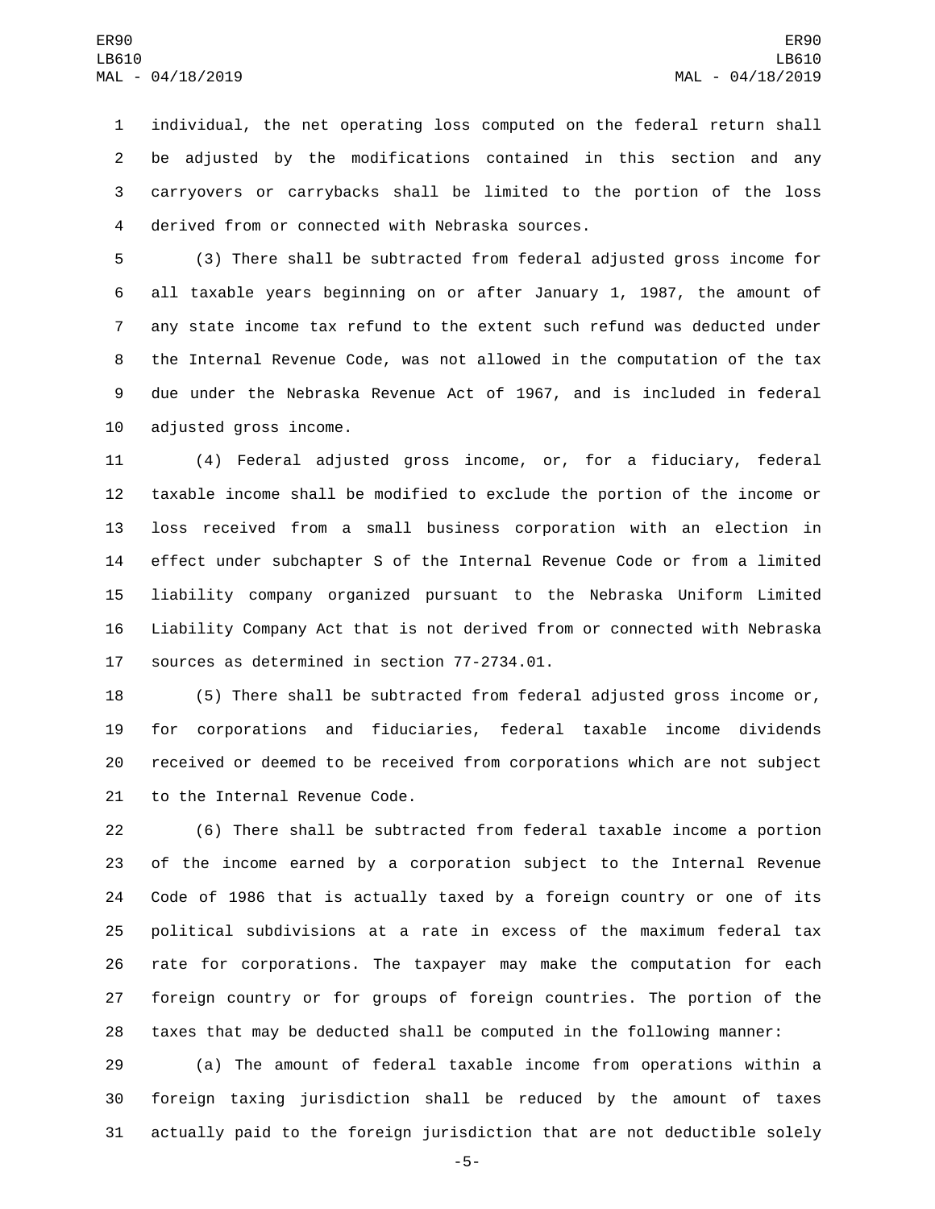individual, the net operating loss computed on the federal return shall be adjusted by the modifications contained in this section and any carryovers or carrybacks shall be limited to the portion of the loss derived from or connected with Nebraska sources.

(3) There shall be subtracted from federal adjusted gross income for all taxable years beginning on or after January 1, 1987, the amount of any state income tax refund to the extent such refund was deducted under the Internal Revenue Code, was not allowed in the computation of the tax due under the Nebraska Revenue Act of 1967, and is included in federal adjusted gross income.

(4) Federal adjusted gross income, or, for a fiduciary, federal taxable income shall be modified to exclude the portion of the income or loss received from a small business corporation with an election in effect under subchapter S of the Internal Revenue Code or from a limited liability company organized pursuant to the Nebraska Uniform Limited Liability Company Act that is not derived from or connected with Nebraska sources as determined in section 77-2734.01.

(5) There shall be subtracted from federal adjusted gross income or, for corporations and fiduciaries, federal taxable income dividends received or deemed to be received from corporations which are not subject to the Internal Revenue Code.

(6) There shall be subtracted from federal taxable income a portion of the income earned by a corporation subject to the Internal Revenue Code of 1986 that is actually taxed by a foreign country or one of its political subdivisions at a rate in excess of the maximum federal tax rate for corporations. The taxpayer may make the computation for each foreign country or for groups of foreign countries. The portion of the taxes that may be deducted shall be computed in the following manner:

(a) The amount of federal taxable income from operations within a foreign taxing jurisdiction shall be reduced by the amount of taxes actually paid to the foreign jurisdiction that are not deductible solely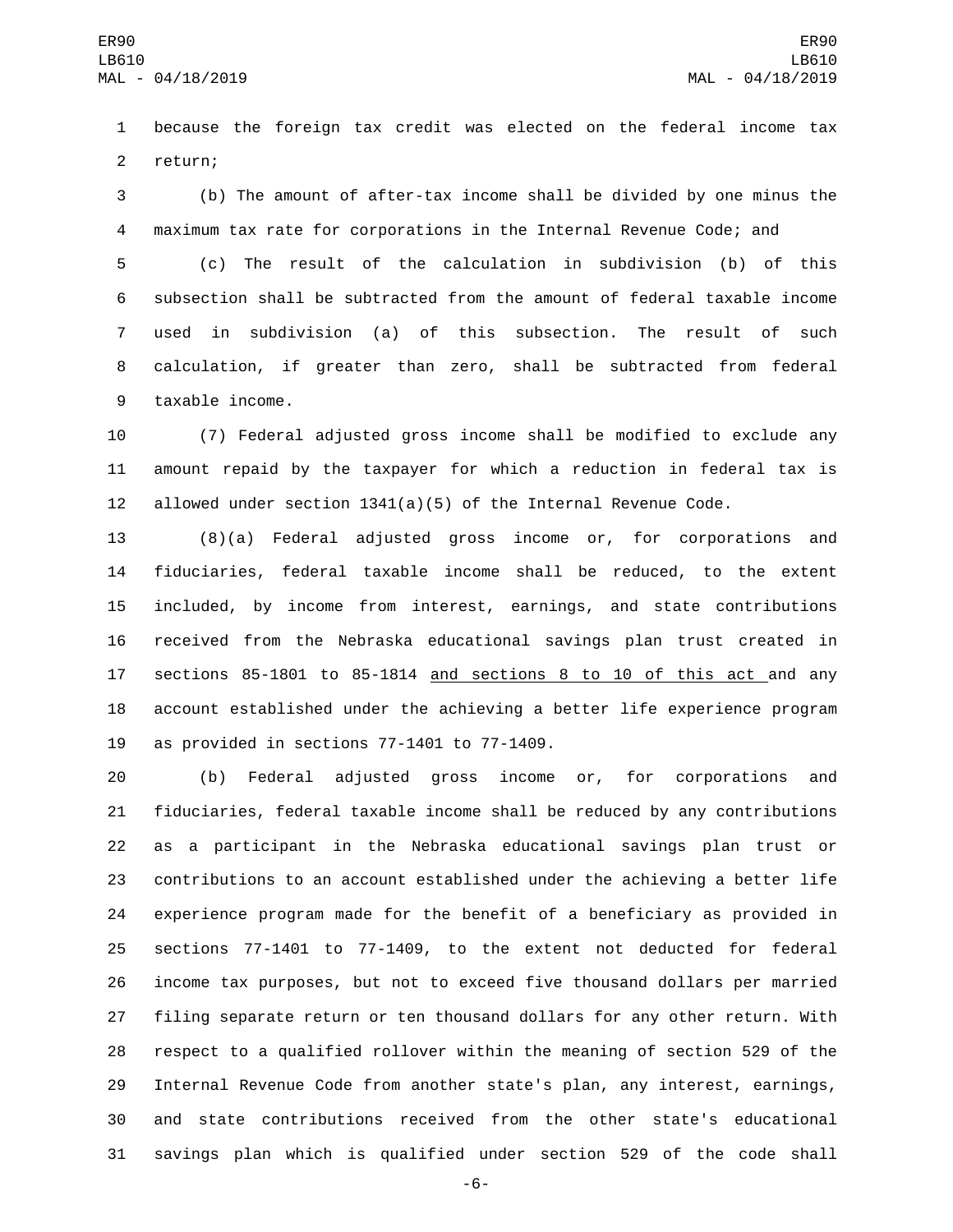because the foreign tax credit was elected on the federal income tax return;

(b) The amount of after-tax income shall be divided by one minus the maximum tax rate for corporations in the Internal Revenue Code; and

(c) The result of the calculation in subdivision (b) of this subsection shall be subtracted from the amount of federal taxable income used in subdivision (a) of this subsection. The result of such calculation, if greater than zero, shall be subtracted from federal taxable income.

(7) Federal adjusted gross income shall be modified to exclude any amount repaid by the taxpayer for which a reduction in federal tax is allowed under section 1341(a)(5) of the Internal Revenue Code.

(8)(a) Federal adjusted gross income or, for corporations and fiduciaries, federal taxable income shall be reduced, to the extent included, by income from interest, earnings, and state contributions received from the Nebraska educational savings plan trust created in sections 85-1801 to 85-1814 <u>and sections 8 to 10 of this act</u> and any account established under the achieving a better life experience program as provided in sections 77-1401 to 77-1409.

(b) Federal adjusted gross income or, for corporations and fiduciaries, federal taxable income shall be reduced by any contributions as a participant in the Nebraska educational savings plan trust or contributions to an account established under the achieving a better life experience program made for the benefit of a beneficiary as provided in sections 77-1401 to 77-1409, to the extent not deducted for federal income tax purposes, but not to exceed five thousand dollars per married filing separate return or ten thousand dollars for any other return. With respect to a qualified rollover within the meaning of section 529 of the Internal Revenue Code from another state's plan, any interest, earnings, and state contributions received from the other state's educational savings plan which is qualified under section 529 of the code shall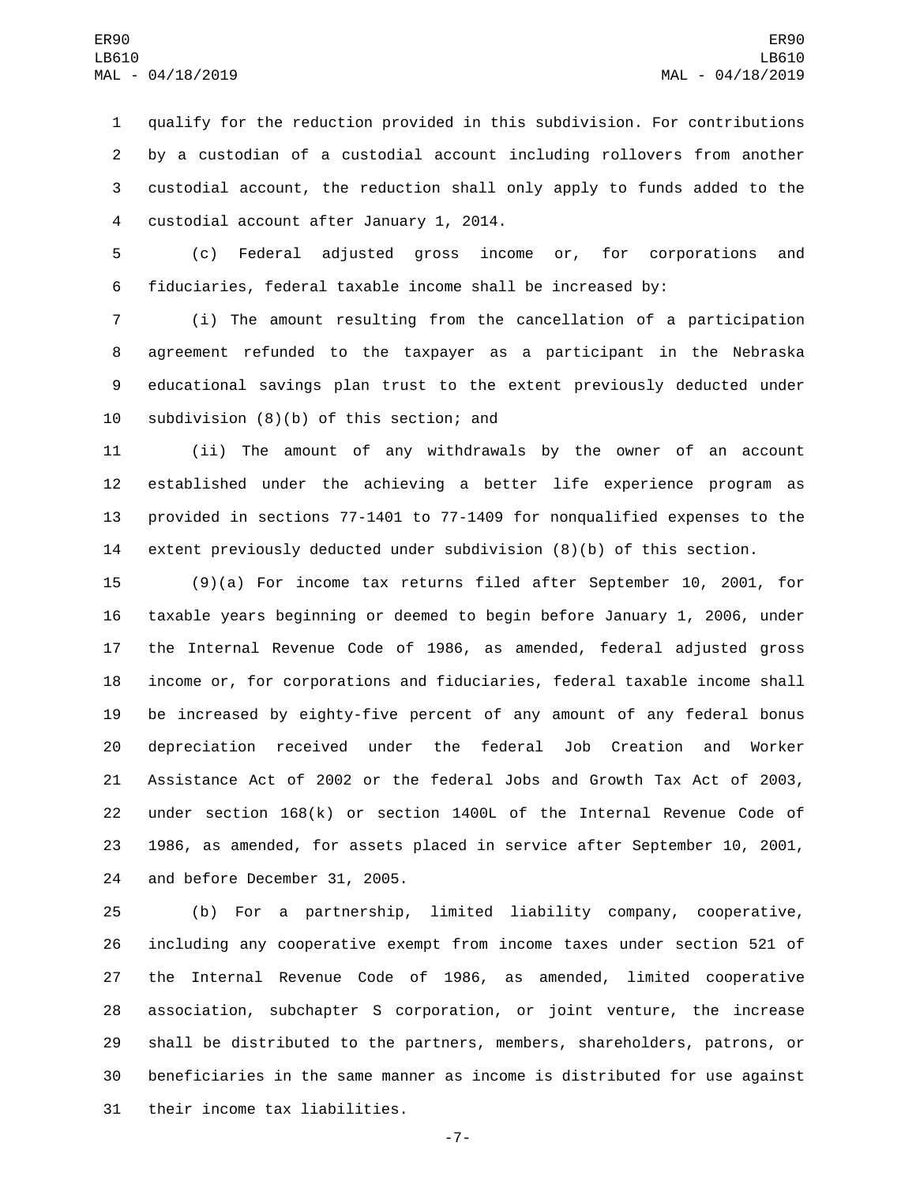qualify for the reduction provided in this subdivision. For contributions by a custodian of a custodial account including rollovers from another custodial account, the reduction shall only apply to funds added to the custodial account after January 1, 2014.

(c) Federal adjusted gross income or, for corporations and fiduciaries, federal taxable income shall be increased by:

(i) The amount resulting from the cancellation of a participation agreement refunded to the taxpayer as a participant in the Nebraska educational savings plan trust to the extent previously deducted under subdivision (8)(b) of this section; and

(ii) The amount of any withdrawals by the owner of an account established under the achieving a better life experience program as provided in sections 77-1401 to 77-1409 for nonqualified expenses to the extent previously deducted under subdivision (8)(b) of this section.

(9)(a) For income tax returns filed after September 10, 2001, for taxable years beginning or deemed to begin before January 1, 2006, under the Internal Revenue Code of 1986, as amended, federal adjusted gross income or, for corporations and fiduciaries, federal taxable income shall be increased by eighty-five percent of any amount of any federal bonus depreciation received under the federal Job Creation and Worker Assistance Act of 2002 or the federal Jobs and Growth Tax Act of 2003, under section 168(k) or section 1400L of the Internal Revenue Code of 1986, as amended, for assets placed in service after September 10, 2001, and before December 31, 2005.

(b) For a partnership, limited liability company, cooperative, including any cooperative exempt from income taxes under section 521 of the Internal Revenue Code of 1986, as amended, limited cooperative association, subchapter S corporation, or joint venture, the increase shall be distributed to the partners, members, shareholders, patrons, or beneficiaries in the same manner as income is distributed for use against their income tax liabilities.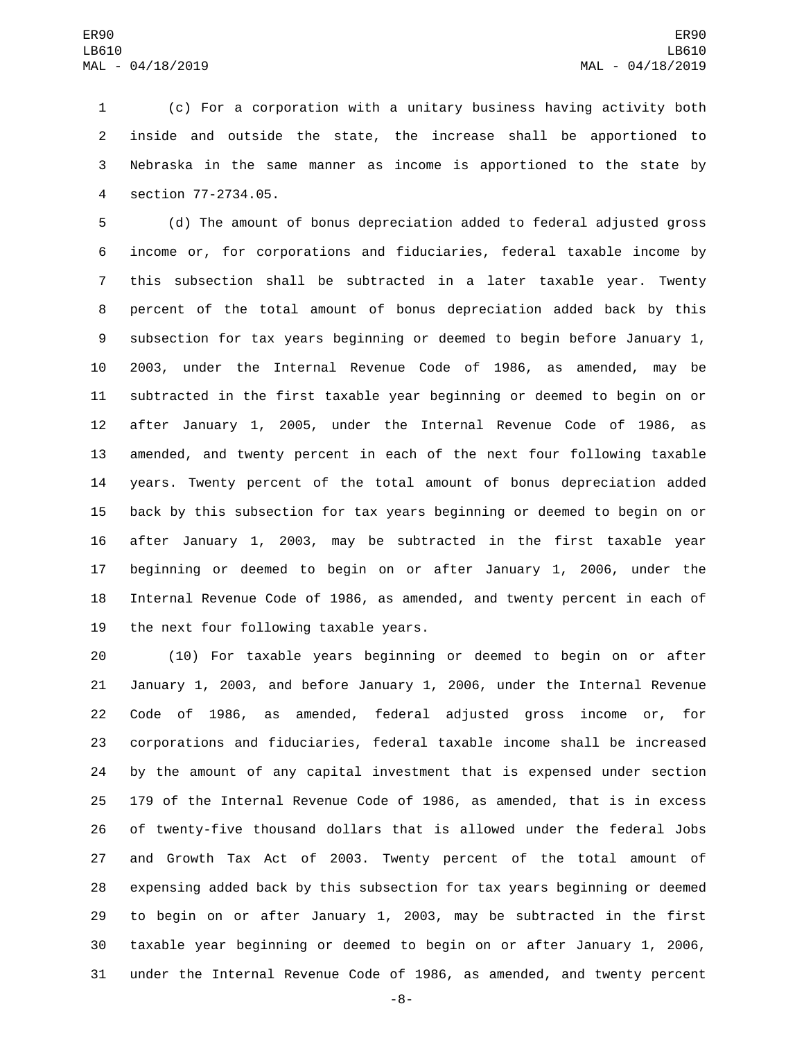(c) For a corporation with a unitary business having activity both inside and outside the state, the increase shall be apportioned to Nebraska in the same manner as income is apportioned to the state by section 77-2734.05.

(d) The amount of bonus depreciation added to federal adjusted gross income or, for corporations and fiduciaries, federal taxable income by this subsection shall be subtracted in a later taxable year. Twenty percent of the total amount of bonus depreciation added back by this subsection for tax years beginning or deemed to begin before January 1, 2003, under the Internal Revenue Code of 1986, as amended, may be subtracted in the first taxable year beginning or deemed to begin on or after January 1, 2005, under the Internal Revenue Code of 1986, as amended, and twenty percent in each of the next four following taxable years. Twenty percent of the total amount of bonus depreciation added back by this subsection for tax years beginning or deemed to begin on or after January 1, 2003, may be subtracted in the first taxable year beginning or deemed to begin on or after January 1, 2006, under the Internal Revenue Code of 1986, as amended, and twenty percent in each of the next four following taxable years.

(10) For taxable years beginning or deemed to begin on or after January 1, 2003, and before January 1, 2006, under the Internal Revenue Code of 1986, as amended, federal adjusted gross income or, for corporations and fiduciaries, federal taxable income shall be increased by the amount of any capital investment that is expensed under section 179 of the Internal Revenue Code of 1986, as amended, that is in excess of twenty-five thousand dollars that is allowed under the federal Jobs and Growth Tax Act of 2003. Twenty percent of the total amount of expensing added back by this subsection for tax years beginning or deemed to begin on or after January 1, 2003, may be subtracted in the first taxable year beginning or deemed to begin on or after January 1, 2006, under the Internal Revenue Code of 1986, as amended, and twenty percent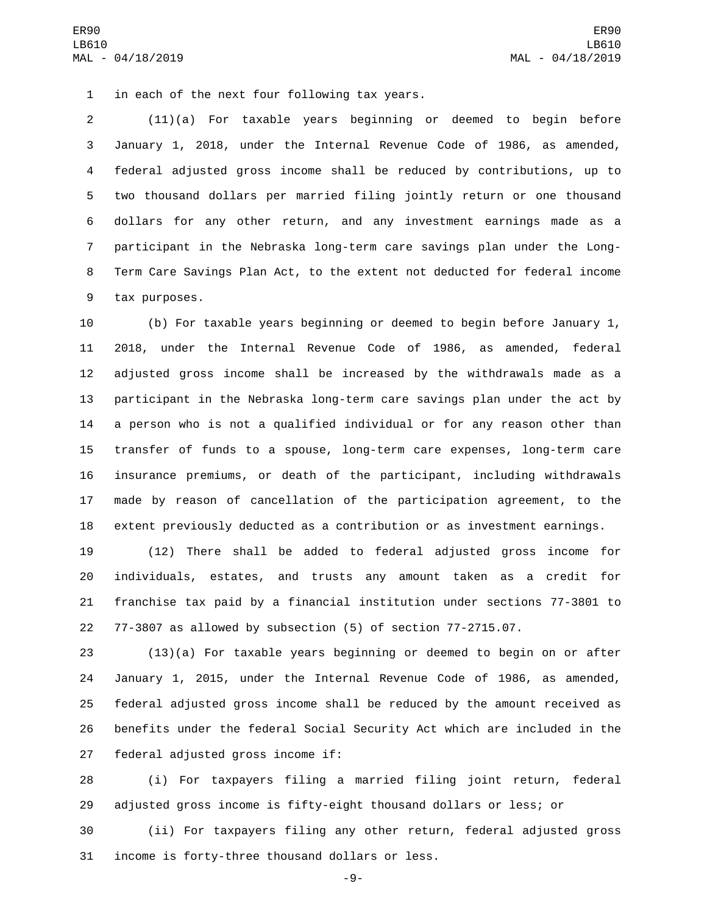in each of the next four following tax years.

(11)(a) For taxable years beginning or deemed to begin before January 1, 2018, under the Internal Revenue Code of 1986, as amended, federal adjusted gross income shall be reduced by contributions, up to two thousand dollars per married filing jointly return or one thousand dollars for any other return, and any investment earnings made as a participant in the Nebraska long-term care savings plan under the Long-Term Care Savings Plan Act, to the extent not deducted for federal income tax purposes.

(b) For taxable years beginning or deemed to begin before January 1, 2018, under the Internal Revenue Code of 1986, as amended, federal adjusted gross income shall be increased by the withdrawals made as a participant in the Nebraska long-term care savings plan under the act by a person who is not a qualified individual or for any reason other than transfer of funds to a spouse, long-term care expenses, long-term care insurance premiums, or death of the participant, including withdrawals made by reason of cancellation of the participation agreement, to the extent previously deducted as a contribution or as investment earnings.

(12) There shall be added to federal adjusted gross income for individuals, estates, and trusts any amount taken as a credit for franchise tax paid by a financial institution under sections 77-3801 to 77-3807 as allowed by subsection (5) of section 77-2715.07.

(13)(a) For taxable years beginning or deemed to begin on or after January 1, 2015, under the Internal Revenue Code of 1986, as amended, federal adjusted gross income shall be reduced by the amount received as benefits under the federal Social Security Act which are included in the federal adjusted gross income if:

(i) For taxpayers filing a married filing joint return, federal adjusted gross income is fifty-eight thousand dollars or less; or

(ii) For taxpayers filing any other return, federal adjusted gross income is forty-three thousand dollars or less.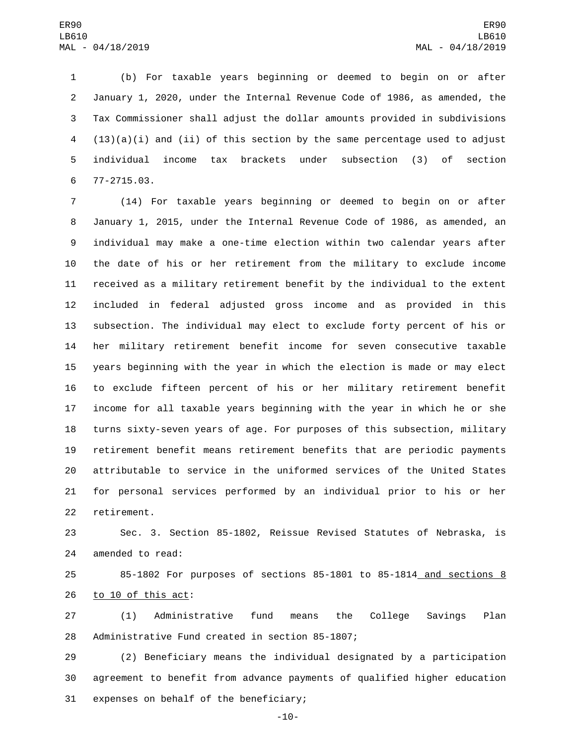(b) For taxable years beginning or deemed to begin on or after January 1, 2020, under the Internal Revenue Code of 1986, as amended, the Tax Commissioner shall adjust the dollar amounts provided in subdivisions (13)(a)(i) and (ii) of this section by the same percentage used to adjust individual income tax brackets under subsection (3) of section 77-2715.03.

(14) For taxable years beginning or deemed to begin on or after January 1, 2015, under the Internal Revenue Code of 1986, as amended, an individual may make a one-time election within two calendar years after the date of his or her retirement from the military to exclude income received as a military retirement benefit by the individual to the extent included in federal adjusted gross income and as provided in this subsection. The individual may elect to exclude forty percent of his or her military retirement benefit income for seven consecutive taxable years beginning with the year in which the election is made or may elect to exclude fifteen percent of his or her military retirement benefit income for all taxable years beginning with the year in which he or she turns sixty-seven years of age. For purposes of this subsection, military retirement benefit means retirement benefits that are periodic payments attributable to service in the uniformed services of the United States for personal services performed by an individual prior to his or her retirement.

Sec. 3. Section 85-1802, Reissue Revised Statutes of Nebraska, is amended to read:

85-1802 For purposes of sections 85-1801 to 85-1814 and sections 8 to 10 of this act:

(1) Administrative fund means the College Savings Plan Administrative Fund created in section 85-1807;

(2) Beneficiary means the individual designated by a participation agreement to benefit from advance payments of qualified higher education expenses on behalf of the beneficiary;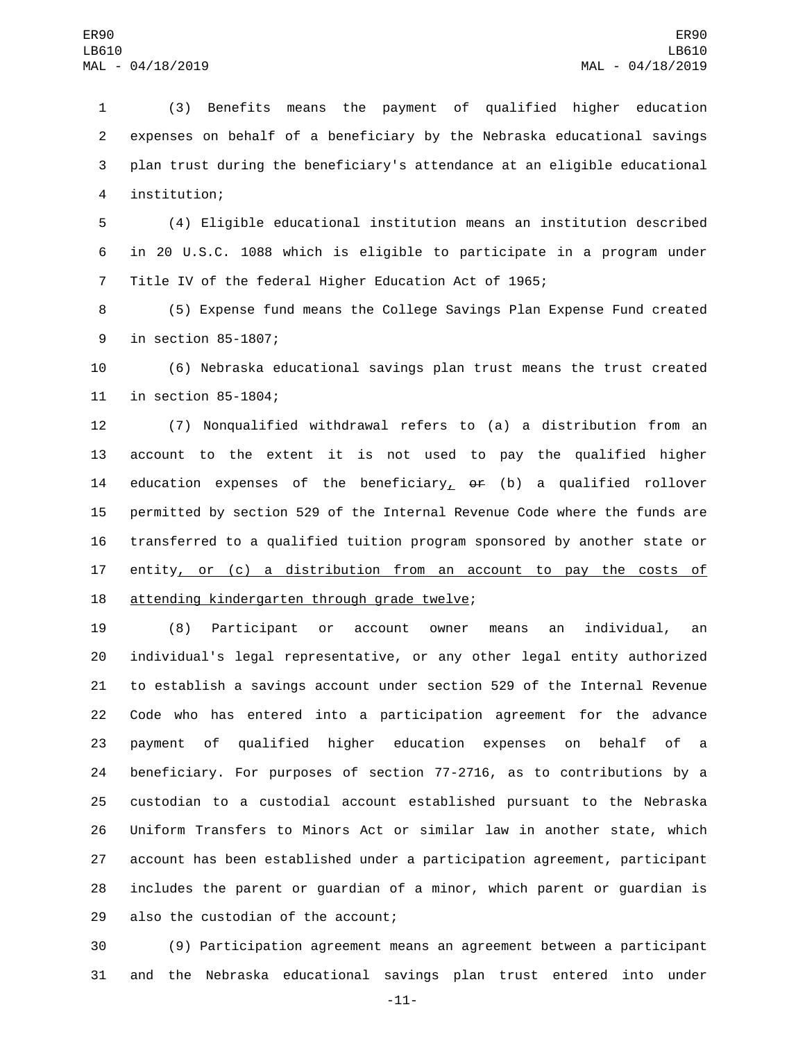(3) Benefits means the payment of qualified higher education expenses on behalf of a beneficiary by the Nebraska educational savings plan trust during the beneficiary's attendance at an eligible educational institution;

(4) Eligible educational institution means an institution described in 20 U.S.C. 1088 which is eligible to participate in a program under Title IV of the federal Higher Education Act of 1965;

(5) Expense fund means the College Savings Plan Expense Fund created in section 85-1807;

(6) Nebraska educational savings plan trust means the trust created in section 85-1804;

(7) Nonqualified withdrawal refers to (a) a distribution from an account to the extent it is not used to pay the qualified higher education expenses of the beneficiary, ~~or~~ (b) a qualified rollover permitted by section 529 of the Internal Revenue Code where the funds are transferred to a qualified tuition program sponsored by another state or entity, or (c) a distribution from an account to pay the costs of attending kindergarten through grade twelve;

(8) Participant or account owner means an individual, an individual's legal representative, or any other legal entity authorized to establish a savings account under section 529 of the Internal Revenue Code who has entered into a participation agreement for the advance payment of qualified higher education expenses on behalf of a beneficiary. For purposes of section 77-2716, as to contributions by a custodian to a custodial account established pursuant to the Nebraska Uniform Transfers to Minors Act or similar law in another state, which account has been established under a participation agreement, participant includes the parent or guardian of a minor, which parent or guardian is also the custodian of the account;

(9) Participation agreement means an agreement between a participant and the Nebraska educational savings plan trust entered into under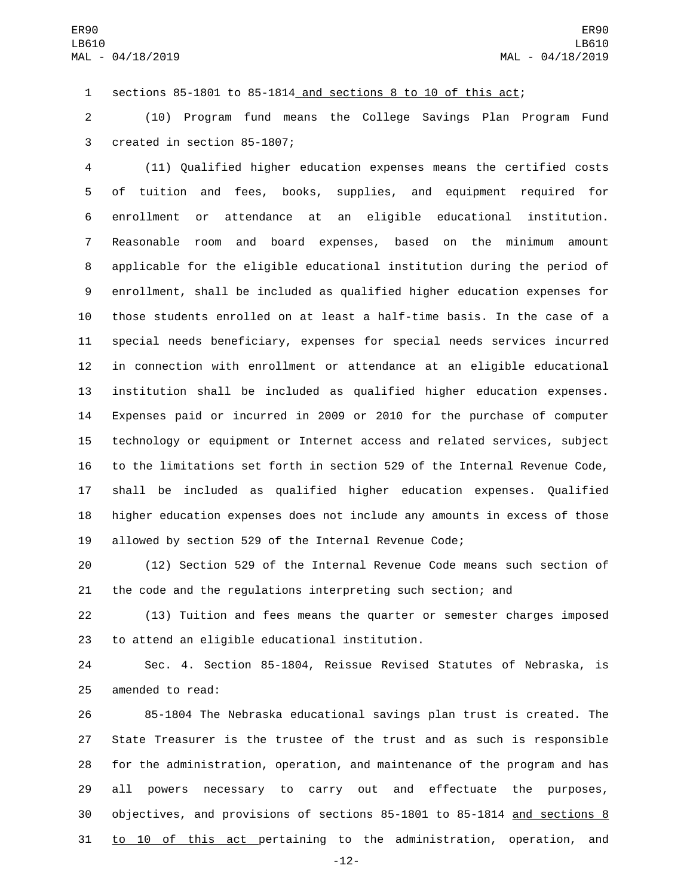sections 85-1801 to 85-1814 <u>and sections 8 to 10 of this act</u>;

(10) Program fund means the College Savings Plan Program Fund created in section 85-1807;

(11) Qualified higher education expenses means the certified costs of tuition and fees, books, supplies, and equipment required for enrollment or attendance at an eligible educational institution. Reasonable room and board expenses, based on the minimum amount applicable for the eligible educational institution during the period of enrollment, shall be included as qualified higher education expenses for those students enrolled on at least a half-time basis. In the case of a special needs beneficiary, expenses for special needs services incurred in connection with enrollment or attendance at an eligible educational institution shall be included as qualified higher education expenses. Expenses paid or incurred in 2009 or 2010 for the purchase of computer technology or equipment or Internet access and related services, subject to the limitations set forth in section 529 of the Internal Revenue Code, shall be included as qualified higher education expenses. Qualified higher education expenses does not include any amounts in excess of those allowed by section 529 of the Internal Revenue Code;

(12) Section 529 of the Internal Revenue Code means such section of the code and the regulations interpreting such section; and

(13) Tuition and fees means the quarter or semester charges imposed to attend an eligible educational institution.

Sec. 4. Section 85-1804, Reissue Revised Statutes of Nebraska, is amended to read:

85-1804 The Nebraska educational savings plan trust is created. The State Treasurer is the trustee of the trust and as such is responsible for the administration, operation, and maintenance of the program and has all powers necessary to carry out and effectuate the purposes, objectives, and provisions of sections 85-1801 to 85-1814 <u>and sections 8 to 10 of this act</u> pertaining to the administration, operation, and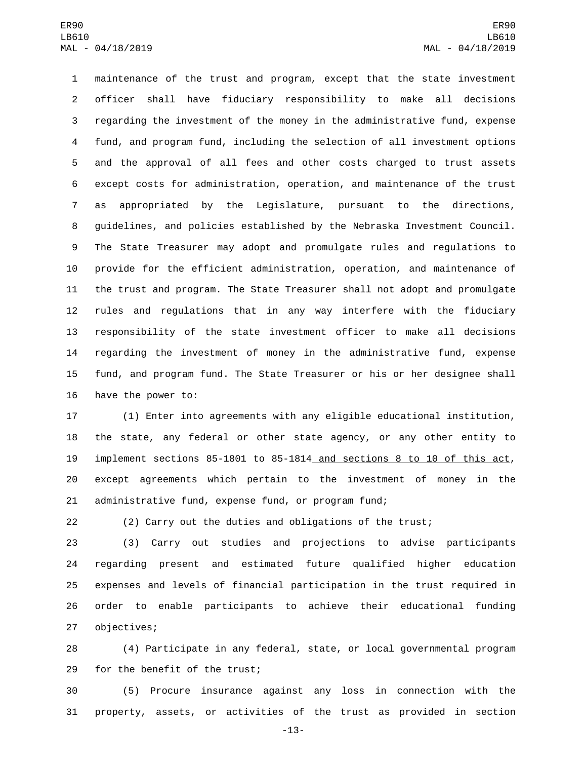maintenance of the trust and program, except that the state investment officer shall have fiduciary responsibility to make all decisions regarding the investment of the money in the administrative fund, expense fund, and program fund, including the selection of all investment options and the approval of all fees and other costs charged to trust assets except costs for administration, operation, and maintenance of the trust as appropriated by the Legislature, pursuant to the directions, guidelines, and policies established by the Nebraska Investment Council. The State Treasurer may adopt and promulgate rules and regulations to provide for the efficient administration, operation, and maintenance of the trust and program. The State Treasurer shall not adopt and promulgate rules and regulations that in any way interfere with the fiduciary responsibility of the state investment officer to make all decisions regarding the investment of money in the administrative fund, expense fund, and program fund. The State Treasurer or his or her designee shall have the power to:

(1) Enter into agreements with any eligible educational institution, the state, any federal or other state agency, or any other entity to implement sections 85-1801 to 85-1814 and sections 8 to 10 of this act, except agreements which pertain to the investment of money in the administrative fund, expense fund, or program fund;

(2) Carry out the duties and obligations of the trust;

(3) Carry out studies and projections to advise participants regarding present and estimated future qualified higher education expenses and levels of financial participation in the trust required in order to enable participants to achieve their educational funding objectives;

(4) Participate in any federal, state, or local governmental program for the benefit of the trust;

(5) Procure insurance against any loss in connection with the property, assets, or activities of the trust as provided in section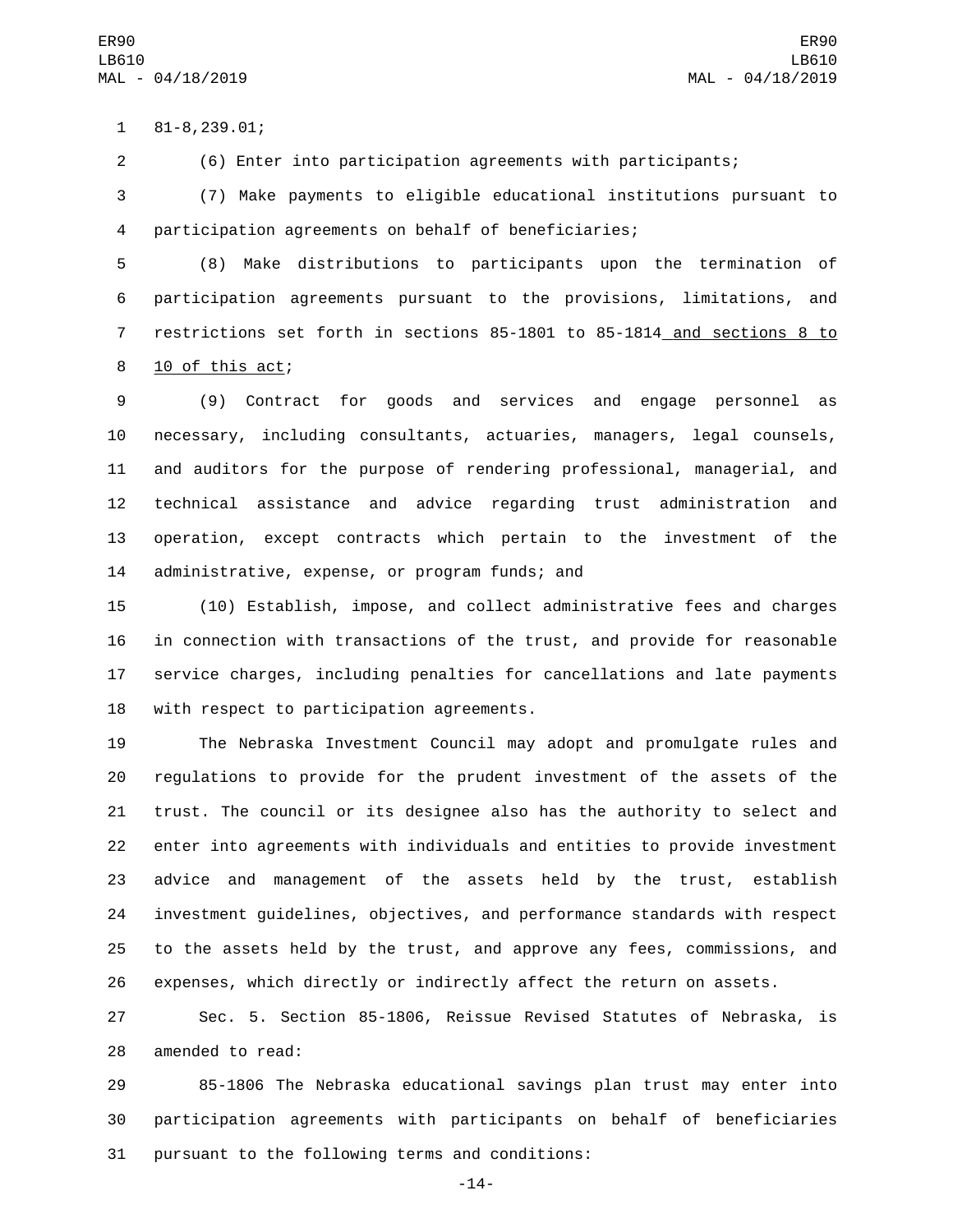81-8,239.01;

(6) Enter into participation agreements with participants;

(7) Make payments to eligible educational institutions pursuant to participation agreements on behalf of beneficiaries;

(8) Make distributions to participants upon the termination of participation agreements pursuant to the provisions, limitations, and restrictions set forth in sections 85-1801 to 85-1814 <u>and sections 8 to 10 of this act</u>;

(9) Contract for goods and services and engage personnel as necessary, including consultants, actuaries, managers, legal counsels, and auditors for the purpose of rendering professional, managerial, and technical assistance and advice regarding trust administration and operation, except contracts which pertain to the investment of the administrative, expense, or program funds; and

(10) Establish, impose, and collect administrative fees and charges in connection with transactions of the trust, and provide for reasonable service charges, including penalties for cancellations and late payments with respect to participation agreements.

The Nebraska Investment Council may adopt and promulgate rules and regulations to provide for the prudent investment of the assets of the trust. The council or its designee also has the authority to select and enter into agreements with individuals and entities to provide investment advice and management of the assets held by the trust, establish investment guidelines, objectives, and performance standards with respect to the assets held by the trust, and approve any fees, commissions, and expenses, which directly or indirectly affect the return on assets.

Sec. 5. Section 85-1806, Reissue Revised Statutes of Nebraska, is amended to read:

85-1806 The Nebraska educational savings plan trust may enter into participation agreements with participants on behalf of beneficiaries pursuant to the following terms and conditions: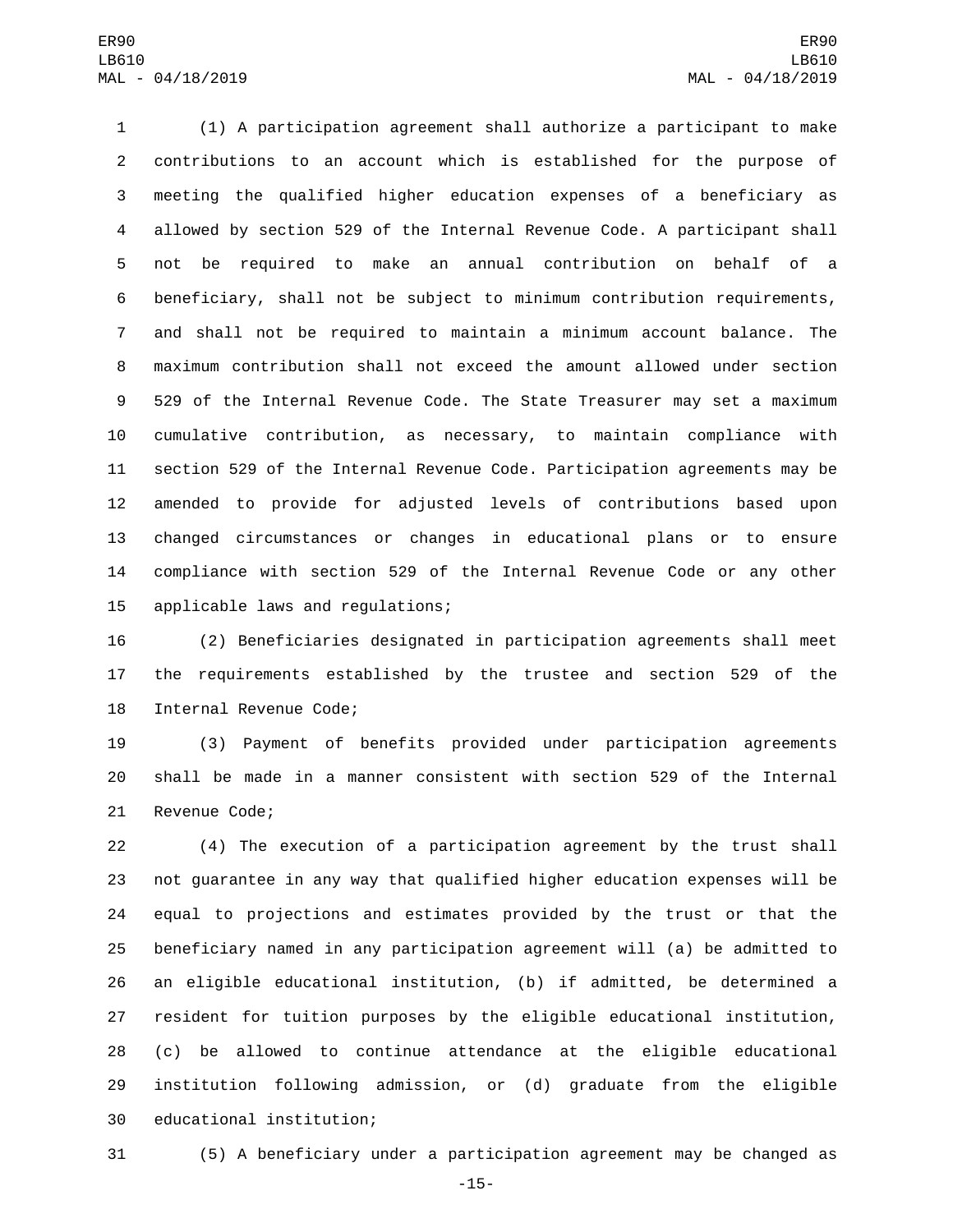(1) A participation agreement shall authorize a participant to make contributions to an account which is established for the purpose of meeting the qualified higher education expenses of a beneficiary as allowed by section 529 of the Internal Revenue Code. A participant shall not be required to make an annual contribution on behalf of a beneficiary, shall not be subject to minimum contribution requirements, and shall not be required to maintain a minimum account balance. The maximum contribution shall not exceed the amount allowed under section 529 of the Internal Revenue Code. The State Treasurer may set a maximum cumulative contribution, as necessary, to maintain compliance with section 529 of the Internal Revenue Code. Participation agreements may be amended to provide for adjusted levels of contributions based upon changed circumstances or changes in educational plans or to ensure compliance with section 529 of the Internal Revenue Code or any other applicable laws and regulations;

(2) Beneficiaries designated in participation agreements shall meet the requirements established by the trustee and section 529 of the Internal Revenue Code;

(3) Payment of benefits provided under participation agreements shall be made in a manner consistent with section 529 of the Internal Revenue Code;

(4) The execution of a participation agreement by the trust shall not guarantee in any way that qualified higher education expenses will be equal to projections and estimates provided by the trust or that the beneficiary named in any participation agreement will (a) be admitted to an eligible educational institution, (b) if admitted, be determined a resident for tuition purposes by the eligible educational institution, (c) be allowed to continue attendance at the eligible educational institution following admission, or (d) graduate from the eligible educational institution;

(5) A beneficiary under a participation agreement may be changed as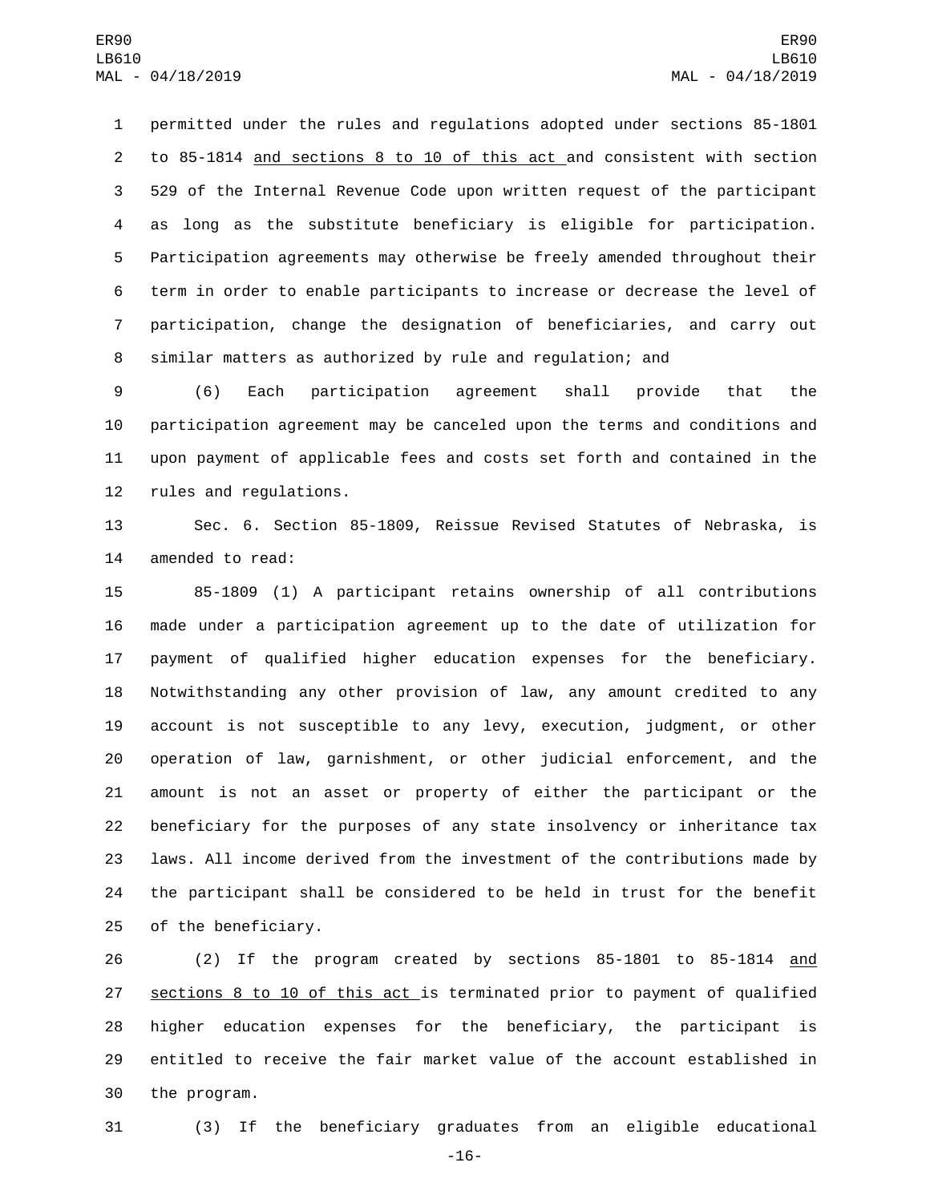permitted under the rules and regulations adopted under sections 85-1801 to 85-1814 <u>and sections 8 to 10 of this act</u> and consistent with section 529 of the Internal Revenue Code upon written request of the participant as long as the substitute beneficiary is eligible for participation. Participation agreements may otherwise be freely amended throughout their term in order to enable participants to increase or decrease the level of participation, change the designation of beneficiaries, and carry out similar matters as authorized by rule and regulation; and

(6) Each participation agreement shall provide that the participation agreement may be canceled upon the terms and conditions and upon payment of applicable fees and costs set forth and contained in the rules and regulations.

Sec. 6. Section 85-1809, Reissue Revised Statutes of Nebraska, is amended to read:

85-1809 (1) A participant retains ownership of all contributions made under a participation agreement up to the date of utilization for payment of qualified higher education expenses for the beneficiary. Notwithstanding any other provision of law, any amount credited to any account is not susceptible to any levy, execution, judgment, or other operation of law, garnishment, or other judicial enforcement, and the amount is not an asset or property of either the participant or the beneficiary for the purposes of any state insolvency or inheritance tax laws. All income derived from the investment of the contributions made by the participant shall be considered to be held in trust for the benefit of the beneficiary.

(2) If the program created by sections 85-1801 to 85-1814 <u>and sections 8 to 10 of this act</u> is terminated prior to payment of qualified higher education expenses for the beneficiary, the participant is entitled to receive the fair market value of the account established in the program.

(3) If the beneficiary graduates from an eligible educational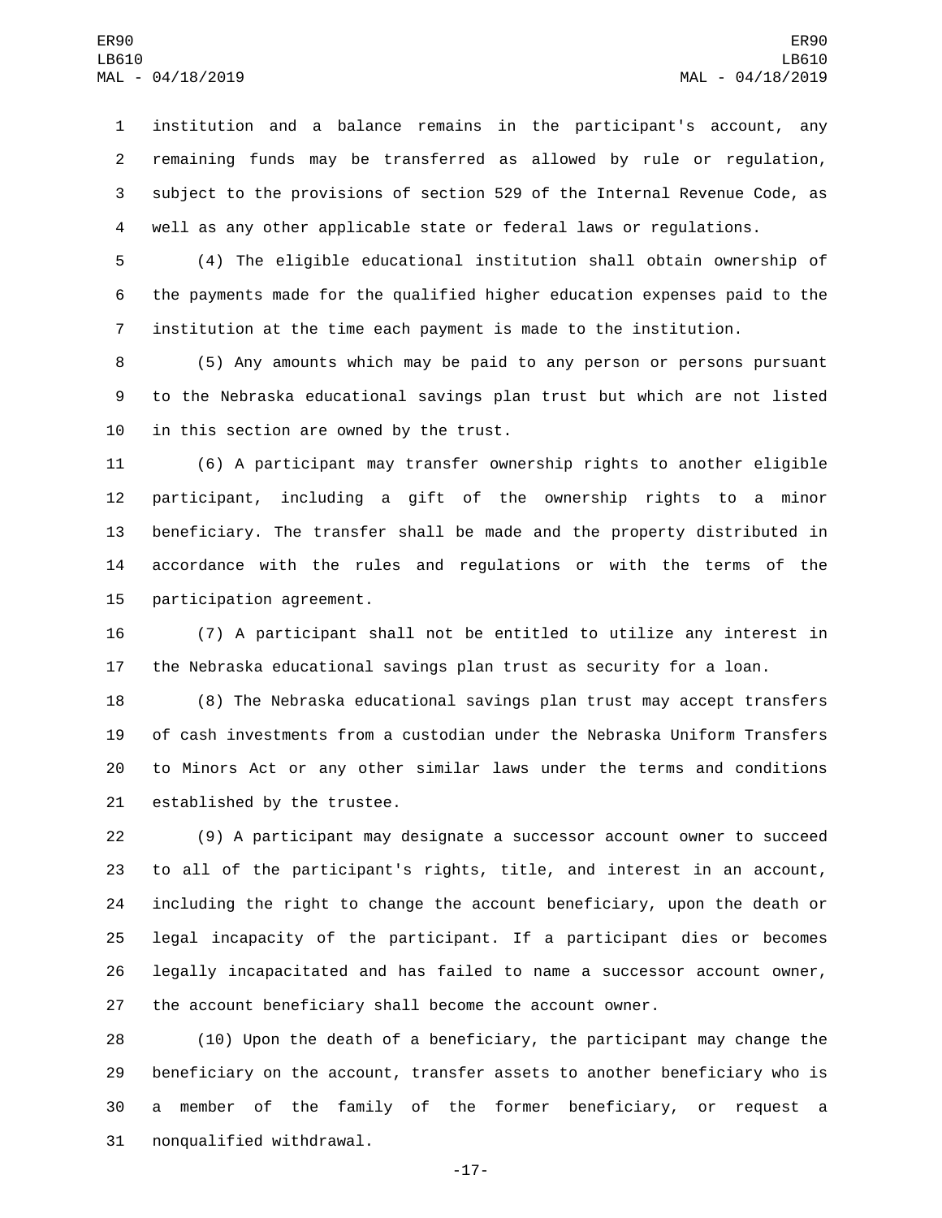institution and a balance remains in the participant's account, any remaining funds may be transferred as allowed by rule or regulation, subject to the provisions of section 529 of the Internal Revenue Code, as well as any other applicable state or federal laws or regulations.

(4) The eligible educational institution shall obtain ownership of the payments made for the qualified higher education expenses paid to the institution at the time each payment is made to the institution.

(5) Any amounts which may be paid to any person or persons pursuant to the Nebraska educational savings plan trust but which are not listed in this section are owned by the trust.

(6) A participant may transfer ownership rights to another eligible participant, including a gift of the ownership rights to a minor beneficiary. The transfer shall be made and the property distributed in accordance with the rules and regulations or with the terms of the participation agreement.

(7) A participant shall not be entitled to utilize any interest in the Nebraska educational savings plan trust as security for a loan.

(8) The Nebraska educational savings plan trust may accept transfers of cash investments from a custodian under the Nebraska Uniform Transfers to Minors Act or any other similar laws under the terms and conditions established by the trustee.

(9) A participant may designate a successor account owner to succeed to all of the participant's rights, title, and interest in an account, including the right to change the account beneficiary, upon the death or legal incapacity of the participant. If a participant dies or becomes legally incapacitated and has failed to name a successor account owner, the account beneficiary shall become the account owner.

(10) Upon the death of a beneficiary, the participant may change the beneficiary on the account, transfer assets to another beneficiary who is a member of the family of the former beneficiary, or request a nonqualified withdrawal.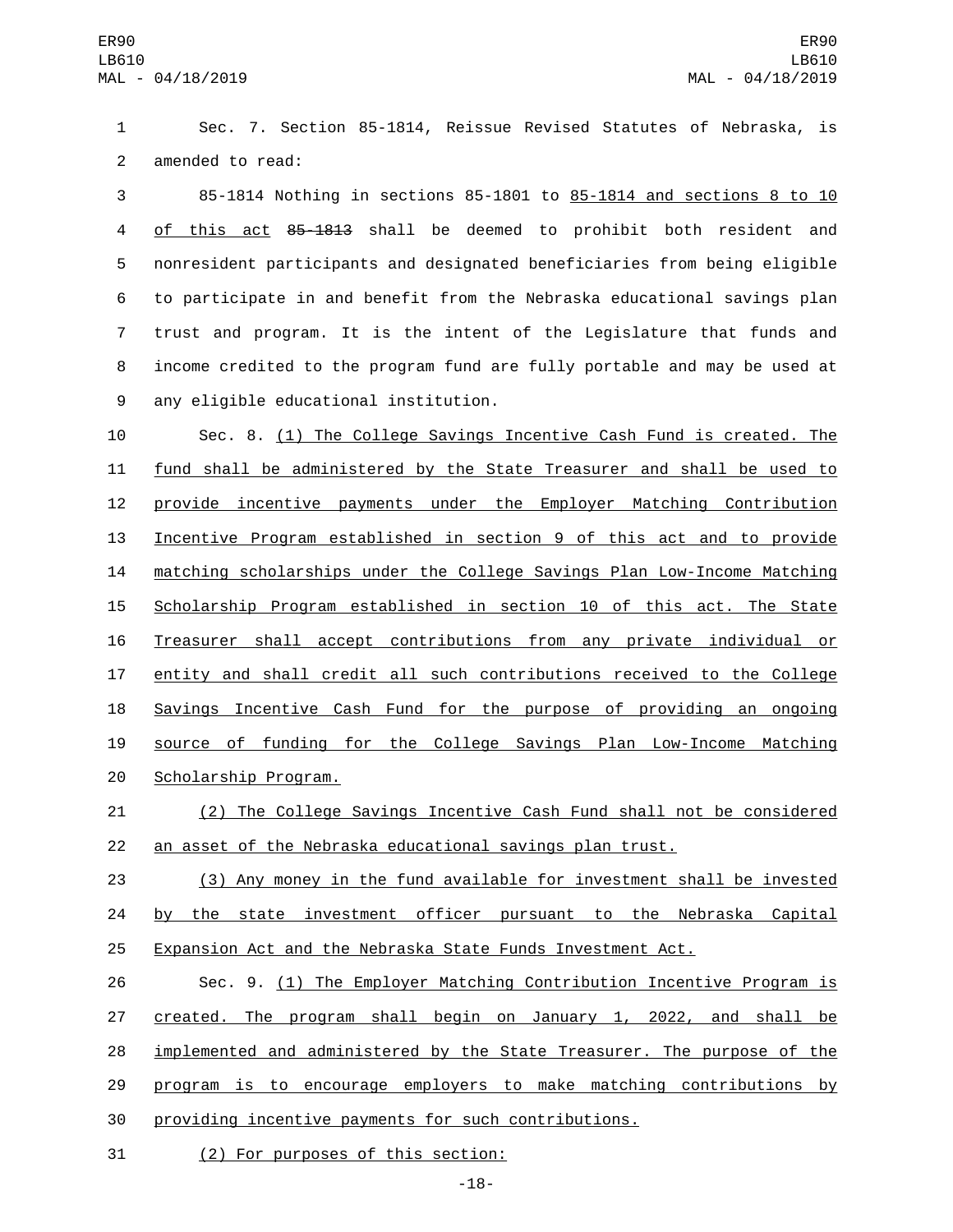Sec. 7. Section 85-1814, Reissue Revised Statutes of Nebraska, is amended to read:

85-1814 Nothing in sections 85-1801 to 85-1814 and sections 8 to 10 of this act ~~85-1813~~ shall be deemed to prohibit both resident and nonresident participants and designated beneficiaries from being eligible to participate in and benefit from the Nebraska educational savings plan trust and program. It is the intent of the Legislature that funds and income credited to the program fund are fully portable and may be used at any eligible educational institution.

Sec. 8. (1) The College Savings Incentive Cash Fund is created. The fund shall be administered by the State Treasurer and shall be used to provide incentive payments under the Employer Matching Contribution Incentive Program established in section 9 of this act and to provide matching scholarships under the College Savings Plan Low-Income Matching Scholarship Program established in section 10 of this act. The State Treasurer shall accept contributions from any private individual or entity and shall credit all such contributions received to the College Savings Incentive Cash Fund for the purpose of providing an ongoing source of funding for the College Savings Plan Low-Income Matching Scholarship Program.

(2) The College Savings Incentive Cash Fund shall not be considered an asset of the Nebraska educational savings plan trust.

(3) Any money in the fund available for investment shall be invested by the state investment officer pursuant to the Nebraska Capital Expansion Act and the Nebraska State Funds Investment Act.

Sec. 9. (1) The Employer Matching Contribution Incentive Program is created. The program shall begin on January 1, 2022, and shall be implemented and administered by the State Treasurer. The purpose of the program is to encourage employers to make matching contributions by providing incentive payments for such contributions.

(2) For purposes of this section: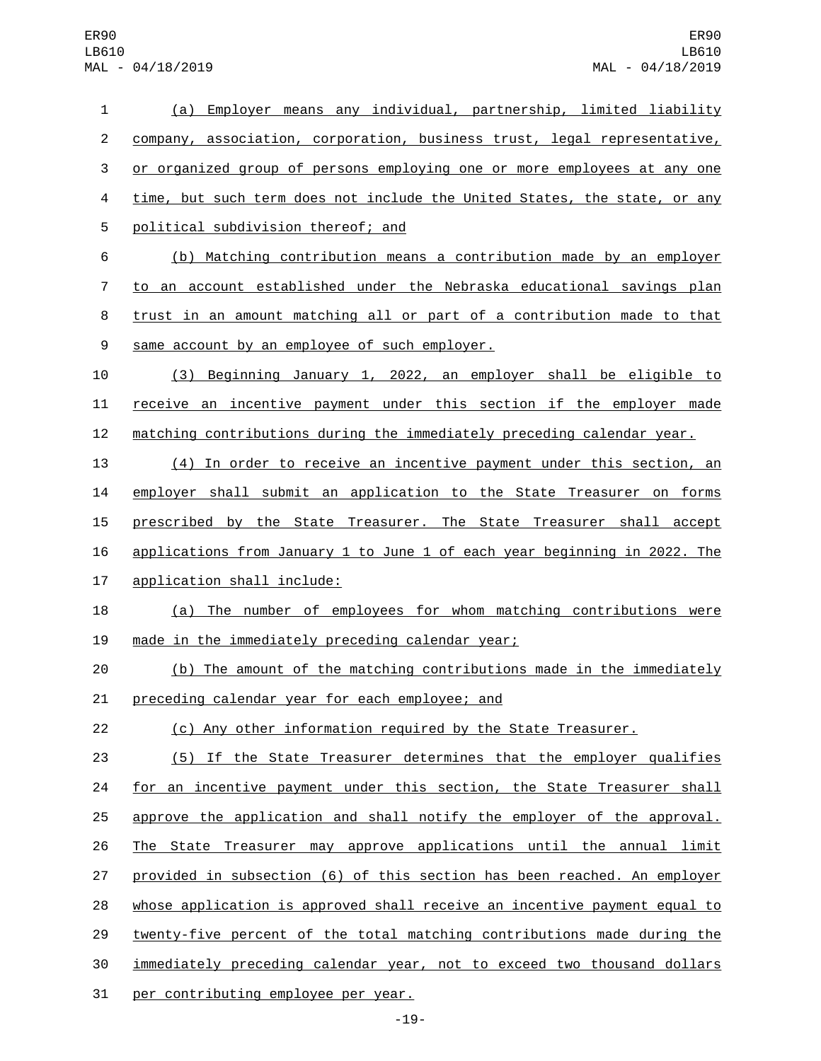(a) Employer means any individual, partnership, limited liability company, association, corporation, business trust, legal representative, or organized group of persons employing one or more employees at any one time, but such term does not include the United States, the state, or any political subdivision thereof; and

(b) Matching contribution means a contribution made by an employer to an account established under the Nebraska educational savings plan trust in an amount matching all or part of a contribution made to that same account by an employee of such employer.

(3) Beginning January 1, 2022, an employer shall be eligible to receive an incentive payment under this section if the employer made matching contributions during the immediately preceding calendar year.

(4) In order to receive an incentive payment under this section, an employer shall submit an application to the State Treasurer on forms prescribed by the State Treasurer. The State Treasurer shall accept applications from January 1 to June 1 of each year beginning in 2022. The application shall include:

(a) The number of employees for whom matching contributions were made in the immediately preceding calendar year;

(b) The amount of the matching contributions made in the immediately preceding calendar year for each employee; and

(c) Any other information required by the State Treasurer.

(5) If the State Treasurer determines that the employer qualifies for an incentive payment under this section, the State Treasurer shall approve the application and shall notify the employer of the approval. The State Treasurer may approve applications until the annual limit provided in subsection (6) of this section has been reached. An employer whose application is approved shall receive an incentive payment equal to twenty-five percent of the total matching contributions made during the immediately preceding calendar year, not to exceed two thousand dollars per contributing employee per year.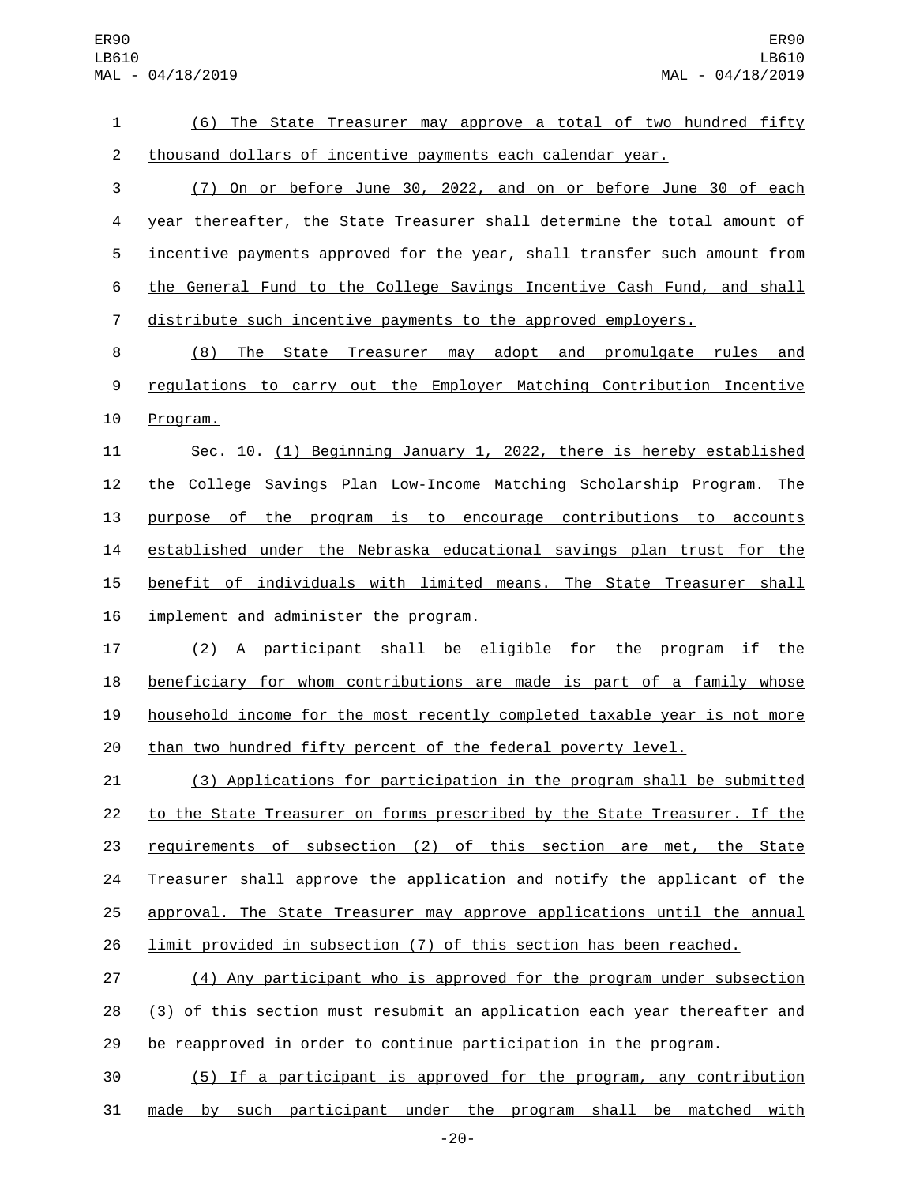(6) The State Treasurer may approve a total of two hundred fifty thousand dollars of incentive payments each calendar year.

(7) On or before June 30, 2022, and on or before June 30 of each year thereafter, the State Treasurer shall determine the total amount of incentive payments approved for the year, shall transfer such amount from the General Fund to the College Savings Incentive Cash Fund, and shall distribute such incentive payments to the approved employers.

(8) The State Treasurer may adopt and promulgate rules and regulations to carry out the Employer Matching Contribution Incentive Program.

Sec. 10. (1) Beginning January 1, 2022, there is hereby established the College Savings Plan Low-Income Matching Scholarship Program. The purpose of the program is to encourage contributions to accounts established under the Nebraska educational savings plan trust for the benefit of individuals with limited means. The State Treasurer shall implement and administer the program.

(2) A participant shall be eligible for the program if the beneficiary for whom contributions are made is part of a family whose household income for the most recently completed taxable year is not more than two hundred fifty percent of the federal poverty level.

(3) Applications for participation in the program shall be submitted to the State Treasurer on forms prescribed by the State Treasurer. If the requirements of subsection (2) of this section are met, the State Treasurer shall approve the application and notify the applicant of the approval. The State Treasurer may approve applications until the annual limit provided in subsection (7) of this section has been reached.

(4) Any participant who is approved for the program under subsection (3) of this section must resubmit an application each year thereafter and be reapproved in order to continue participation in the program.

(5) If a participant is approved for the program, any contribution made by such participant under the program shall be matched with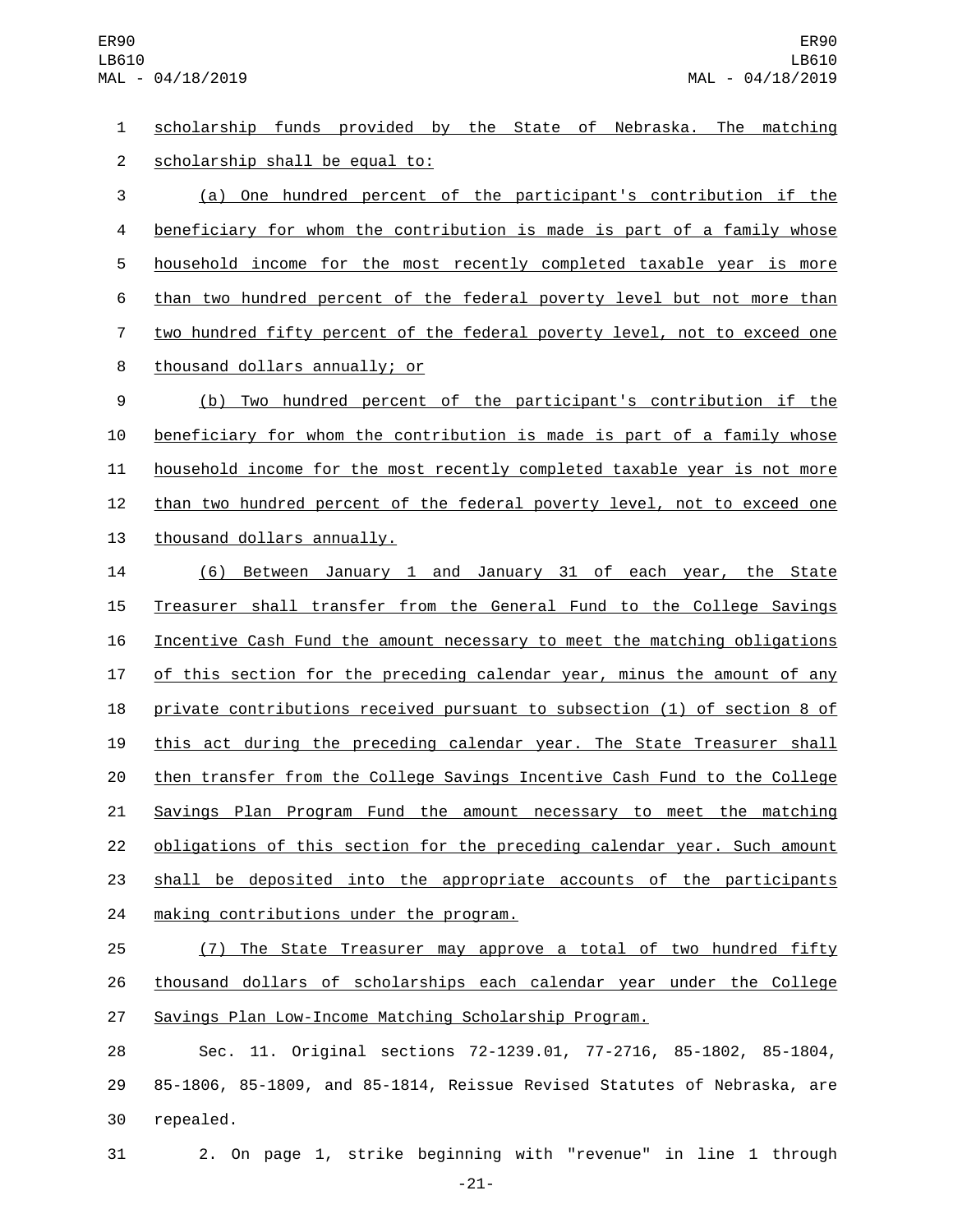scholarship funds provided by the State of Nebraska. The matching scholarship shall be equal to:

(a) One hundred percent of the participant's contribution if the beneficiary for whom the contribution is made is part of a family whose household income for the most recently completed taxable year is more than two hundred percent of the federal poverty level but not more than two hundred fifty percent of the federal poverty level, not to exceed one thousand dollars annually; or

(b) Two hundred percent of the participant's contribution if the beneficiary for whom the contribution is made is part of a family whose household income for the most recently completed taxable year is not more than two hundred percent of the federal poverty level, not to exceed one thousand dollars annually.

(6) Between January 1 and January 31 of each year, the State Treasurer shall transfer from the General Fund to the College Savings Incentive Cash Fund the amount necessary to meet the matching obligations of this section for the preceding calendar year, minus the amount of any private contributions received pursuant to subsection (1) of section 8 of this act during the preceding calendar year. The State Treasurer shall then transfer from the College Savings Incentive Cash Fund to the College Savings Plan Program Fund the amount necessary to meet the matching obligations of this section for the preceding calendar year. Such amount shall be deposited into the appropriate accounts of the participants making contributions under the program.

(7) The State Treasurer may approve a total of two hundred fifty thousand dollars of scholarships each calendar year under the College Savings Plan Low-Income Matching Scholarship Program.

Sec. 11. Original sections 72-1239.01, 77-2716, 85-1802, 85-1804, 85-1806, 85-1809, and 85-1814, Reissue Revised Statutes of Nebraska, are repealed.

2. On page 1, strike beginning with "revenue" in line 1 through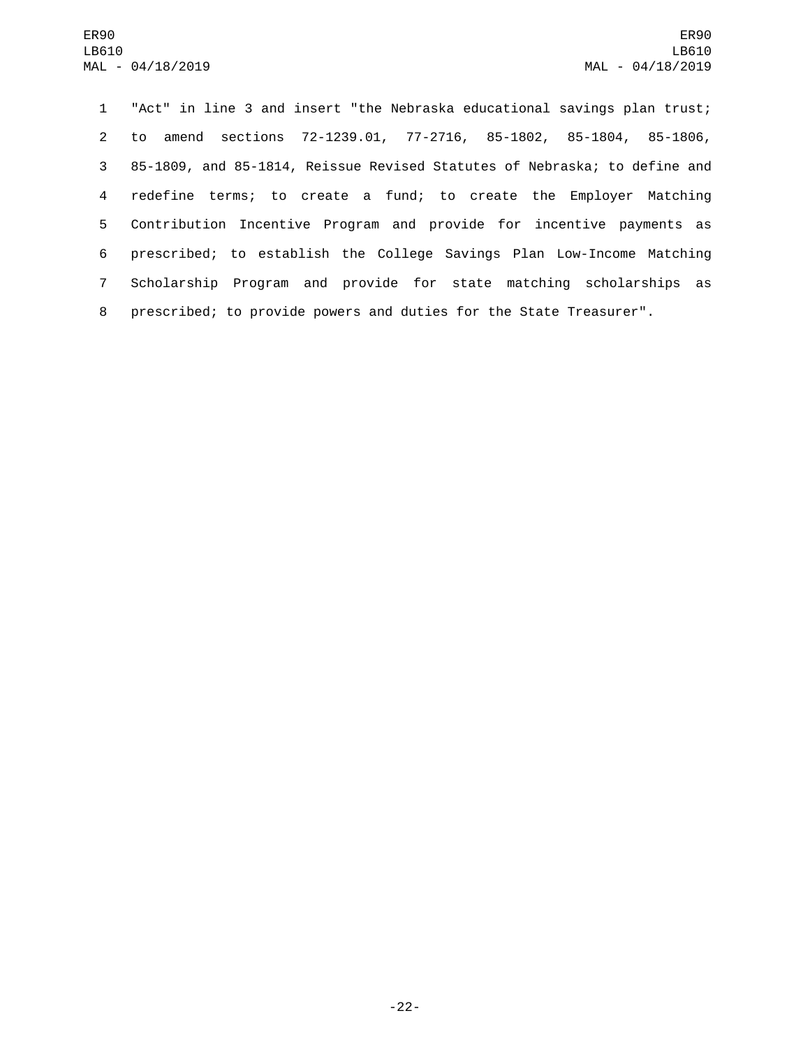"Act" in line 3 and insert "the Nebraska educational savings plan trust; to amend sections 72-1239.01, 77-2716, 85-1802, 85-1804, 85-1806, 85-1809, and 85-1814, Reissue Revised Statutes of Nebraska; to define and redefine terms; to create a fund; to create the Employer Matching Contribution Incentive Program and provide for incentive payments as prescribed; to establish the College Savings Plan Low-Income Matching Scholarship Program and provide for state matching scholarships as prescribed; to provide powers and duties for the State Treasurer".